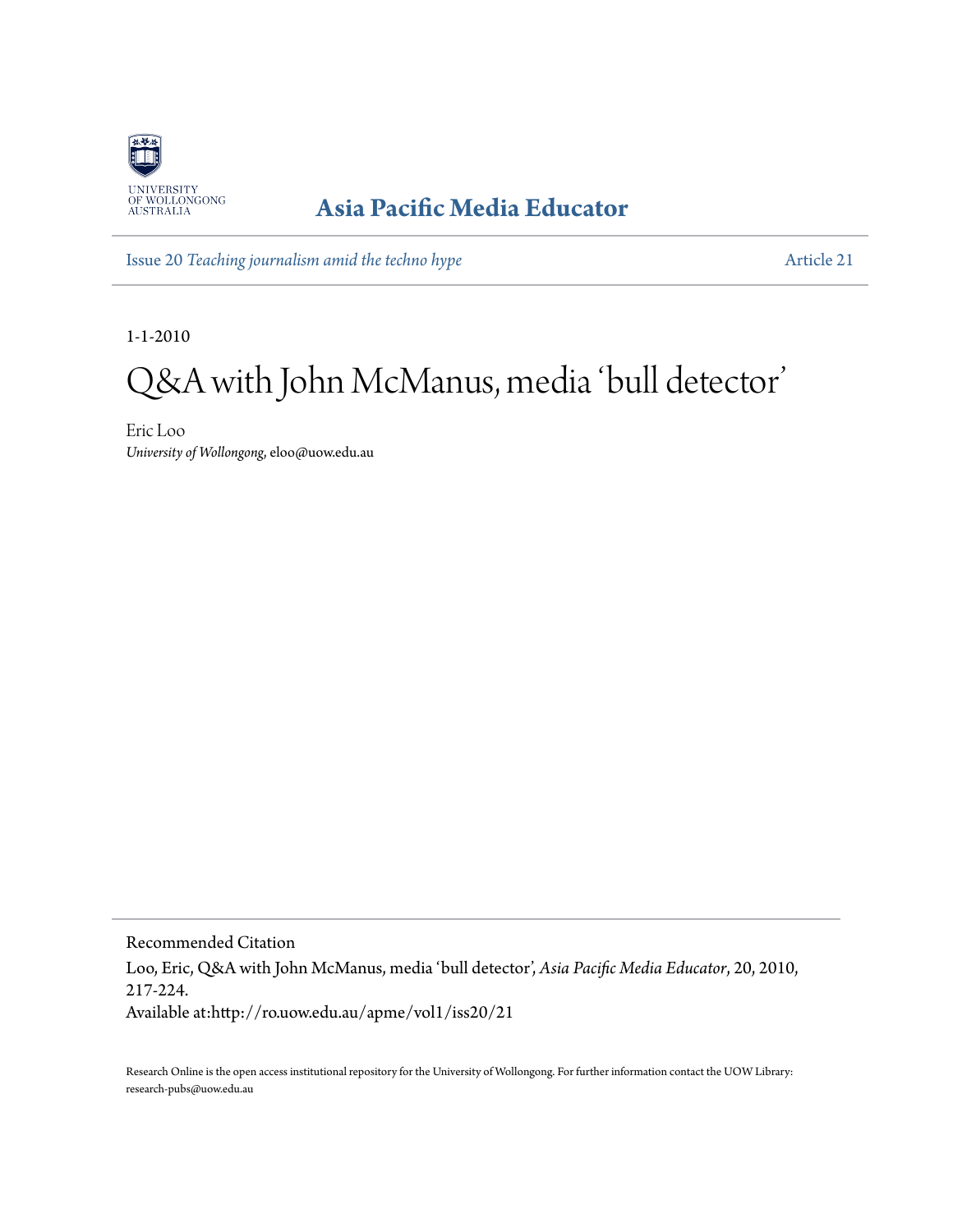UNIVERSITY OF WOLLONGONG AUSTRALIA

**Asia Pacific Media Educator**

Issue 20 *Teaching journalism amid the techno hype* — Article 21

1-1-2010

# Q&A with John McManus, media 'bull detector'

Eric Loo
*University of Wollongong*, eloo@uow.edu.au

Recommended Citation
Loo, Eric, Q&A with John McManus, media 'bull detector', *Asia Pacific Media Educator*, 20, 2010, 217-224.
Available at:http://ro.uow.edu.au/apme/vol1/iss20/21

Research Online is the open access institutional repository for the University of Wollongong. For further information contact the UOW Library: research-pubs@uow.edu.au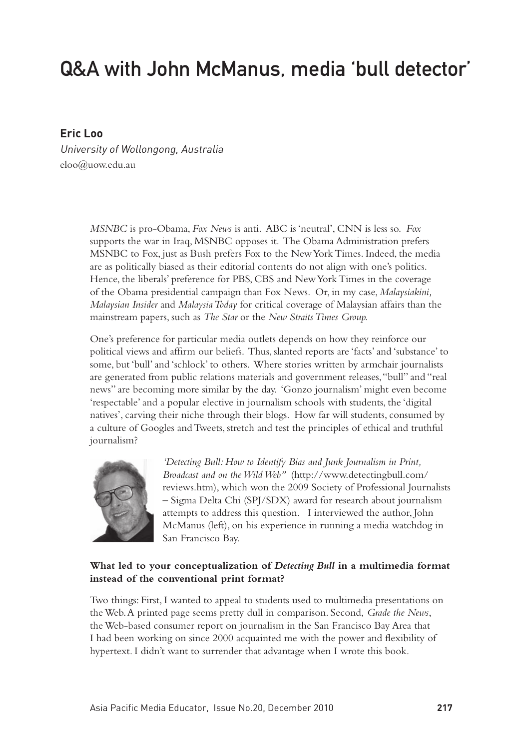# Q&A with John McManus, media 'bull detector'

**Eric Loo**

*University of Wollongong, Australia*

eloo@uow.edu.au

*MSNBC* is pro-Obama, *Fox News* is anti. ABC is 'neutral', CNN is less so. *Fox* supports the war in Iraq, MSNBC opposes it. The Obama Administration prefers MSNBC to Fox, just as Bush prefers Fox to the New York Times. Indeed, the media are as politically biased as their editorial contents do not align with one's politics. Hence, the liberals' preference for PBS, CBS and New York Times in the coverage of the Obama presidential campaign than Fox News. Or, in my case, *Malaysiakini, Malaysian Insider* and *Malaysia Today* for critical coverage of Malaysian affairs than the mainstream papers, such as *The Star* or the *New Straits Times Group.*

One's preference for particular media outlets depends on how they reinforce our political views and affirm our beliefs. Thus, slanted reports are 'facts' and 'substance' to some, but 'bull' and 'schlock' to others. Where stories written by armchair journalists are generated from public relations materials and government releases, "bull" and "real news" are becoming more similar by the day. 'Gonzo journalism' might even become 'respectable' and a popular elective in journalism schools with students, the 'digital natives', carving their niche through their blogs. How far will students, consumed by a culture of Googles and Tweets, stretch and test the principles of ethical and truthful journalism?

*'Detecting Bull: How to Identify Bias and Junk Journalism in Print, Broadcast and on the Wild Web"* (http://www.detectingbull.com/reviews.htm), which won the 2009 Society of Professional Journalists – Sigma Delta Chi (SPJ/SDX) award for research about journalism attempts to address this question. I interviewed the author, John McManus (left), on his experience in running a media watchdog in San Francisco Bay.

**What led to your conceptualization of *Detecting Bull* in a multimedia format instead of the conventional print format?**

Two things: First, I wanted to appeal to students used to multimedia presentations on the Web. A printed page seems pretty dull in comparison. Second, *Grade the News*, the Web-based consumer report on journalism in the San Francisco Bay Area that I had been working on since 2000 acquainted me with the power and flexibility of hypertext. I didn't want to surrender that advantage when I wrote this book.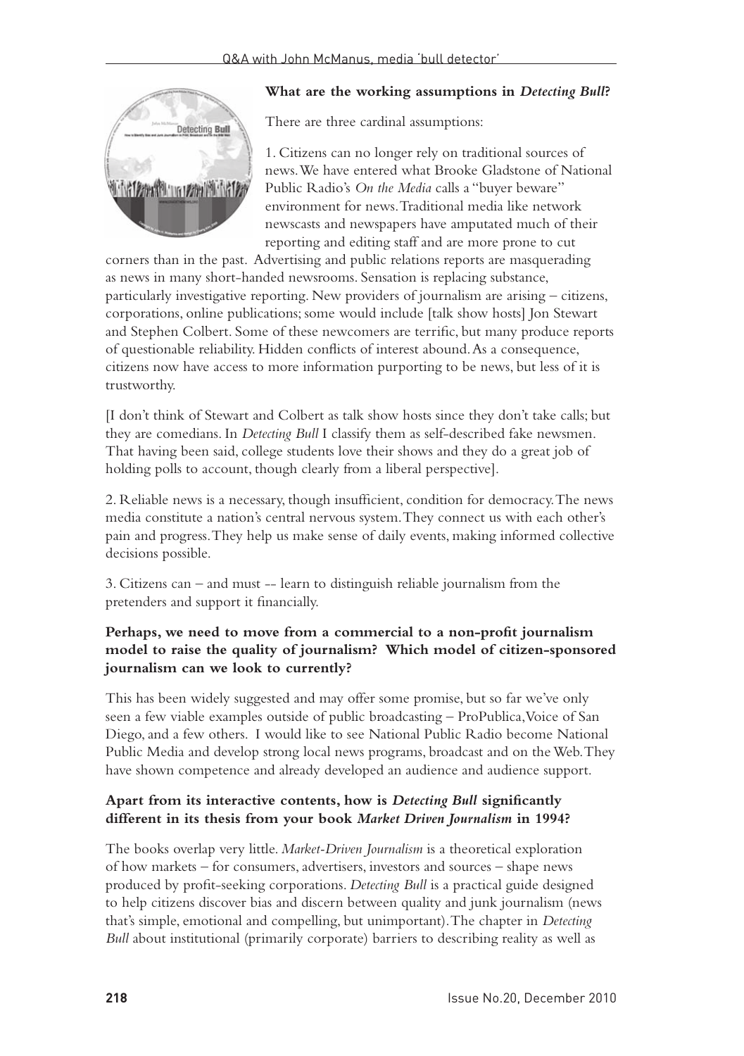**What are the working assumptions in *Detecting Bull*?**

There are three cardinal assumptions:

1. Citizens can no longer rely on traditional sources of news. We have entered what Brooke Gladstone of National Public Radio's *On the Media* calls a "buyer beware" environment for news. Traditional media like network newscasts and newspapers have amputated much of their reporting and editing staff and are more prone to cut corners than in the past. Advertising and public relations reports are masquerading as news in many short-handed newsrooms. Sensation is replacing substance, particularly investigative reporting. New providers of journalism are arising – citizens, corporations, online publications; some would include [talk show hosts] Jon Stewart and Stephen Colbert. Some of these newcomers are terrific, but many produce reports of questionable reliability. Hidden conflicts of interest abound. As a consequence, citizens now have access to more information purporting to be news, but less of it is trustworthy.

[I don't think of Stewart and Colbert as talk show hosts since they don't take calls; but they are comedians. In *Detecting Bull* I classify them as self-described fake newsmen. That having been said, college students love their shows and they do a great job of holding polls to account, though clearly from a liberal perspective].

2. Reliable news is a necessary, though insufficient, condition for democracy. The news media constitute a nation's central nervous system. They connect us with each other's pain and progress. They help us make sense of daily events, making informed collective decisions possible.

3. Citizens can – and must -- learn to distinguish reliable journalism from the pretenders and support it financially.

**Perhaps, we need to move from a commercial to a non-profit journalism model to raise the quality of journalism? Which model of citizen-sponsored journalism can we look to currently?**

This has been widely suggested and may offer some promise, but so far we've only seen a few viable examples outside of public broadcasting – ProPublica, Voice of San Diego, and a few others. I would like to see National Public Radio become National Public Media and develop strong local news programs, broadcast and on the Web. They have shown competence and already developed an audience and audience support.

**Apart from its interactive contents, how is *Detecting Bull* significantly different in its thesis from your book *Market Driven Journalism* in 1994?**

The books overlap very little. *Market-Driven Journalism* is a theoretical exploration of how markets – for consumers, advertisers, investors and sources – shape news produced by profit-seeking corporations. *Detecting Bull* is a practical guide designed to help citizens discover bias and discern between quality and junk journalism (news that's simple, emotional and compelling, but unimportant). The chapter in *Detecting Bull* about institutional (primarily corporate) barriers to describing reality as well as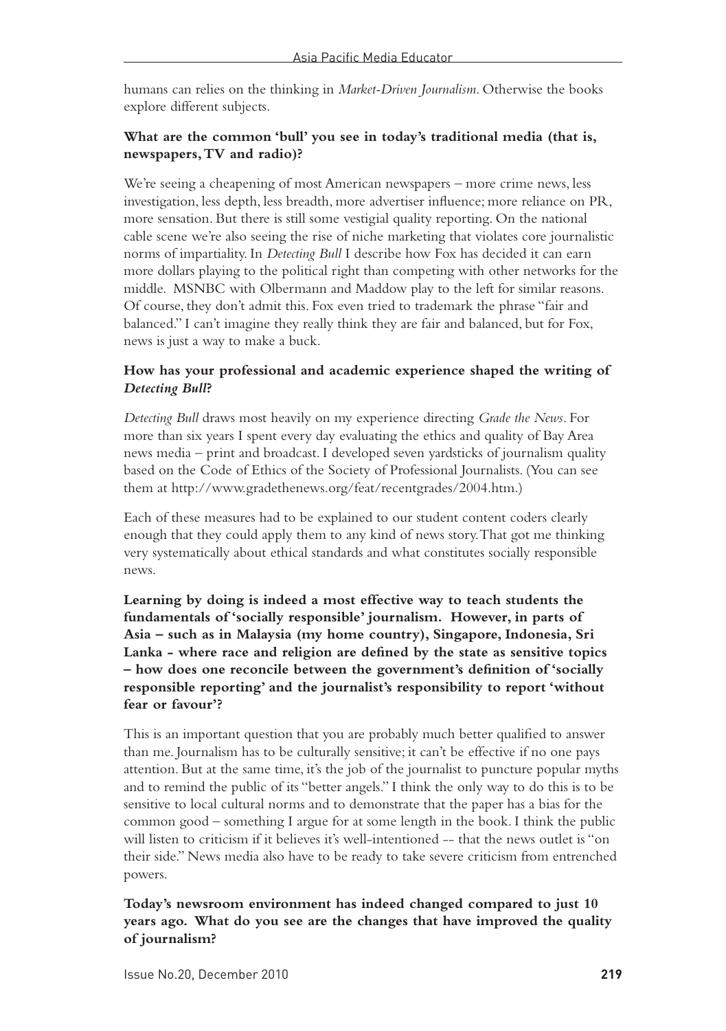humans can relies on the thinking in *Market-Driven Journalism*. Otherwise the books explore different subjects.

**What are the common 'bull' you see in today's traditional media (that is, newspapers, TV and radio)?**

We're seeing a cheapening of most American newspapers – more crime news, less investigation, less depth, less breadth, more advertiser influence; more reliance on PR, more sensation. But there is still some vestigial quality reporting. On the national cable scene we're also seeing the rise of niche marketing that violates core journalistic norms of impartiality. In *Detecting Bull* I describe how Fox has decided it can earn more dollars playing to the political right than competing with other networks for the middle. MSNBC with Olbermann and Maddow play to the left for similar reasons. Of course, they don't admit this. Fox even tried to trademark the phrase "fair and balanced." I can't imagine they really think they are fair and balanced, but for Fox, news is just a way to make a buck.

**How has your professional and academic experience shaped the writing of *Detecting Bull*?**

*Detecting Bull* draws most heavily on my experience directing *Grade the News*. For more than six years I spent every day evaluating the ethics and quality of Bay Area news media – print and broadcast. I developed seven yardsticks of journalism quality based on the Code of Ethics of the Society of Professional Journalists. (You can see them at http://www.gradethenews.org/feat/recentgrades/2004.htm.)

Each of these measures had to be explained to our student content coders clearly enough that they could apply them to any kind of news story. That got me thinking very systematically about ethical standards and what constitutes socially responsible news.

**Learning by doing is indeed a most effective way to teach students the fundamentals of 'socially responsible' journalism. However, in parts of Asia – such as in Malaysia (my home country), Singapore, Indonesia, Sri Lanka - where race and religion are defined by the state as sensitive topics – how does one reconcile between the government's definition of 'socially responsible reporting' and the journalist's responsibility to report 'without fear or favour'?**

This is an important question that you are probably much better qualified to answer than me. Journalism has to be culturally sensitive; it can't be effective if no one pays attention. But at the same time, it's the job of the journalist to puncture popular myths and to remind the public of its "better angels." I think the only way to do this is to be sensitive to local cultural norms and to demonstrate that the paper has a bias for the common good – something I argue for at some length in the book. I think the public will listen to criticism if it believes it's well-intentioned -- that the news outlet is "on their side." News media also have to be ready to take severe criticism from entrenched powers.

**Today's newsroom environment has indeed changed compared to just 10 years ago. What do you see are the changes that have improved the quality of journalism?**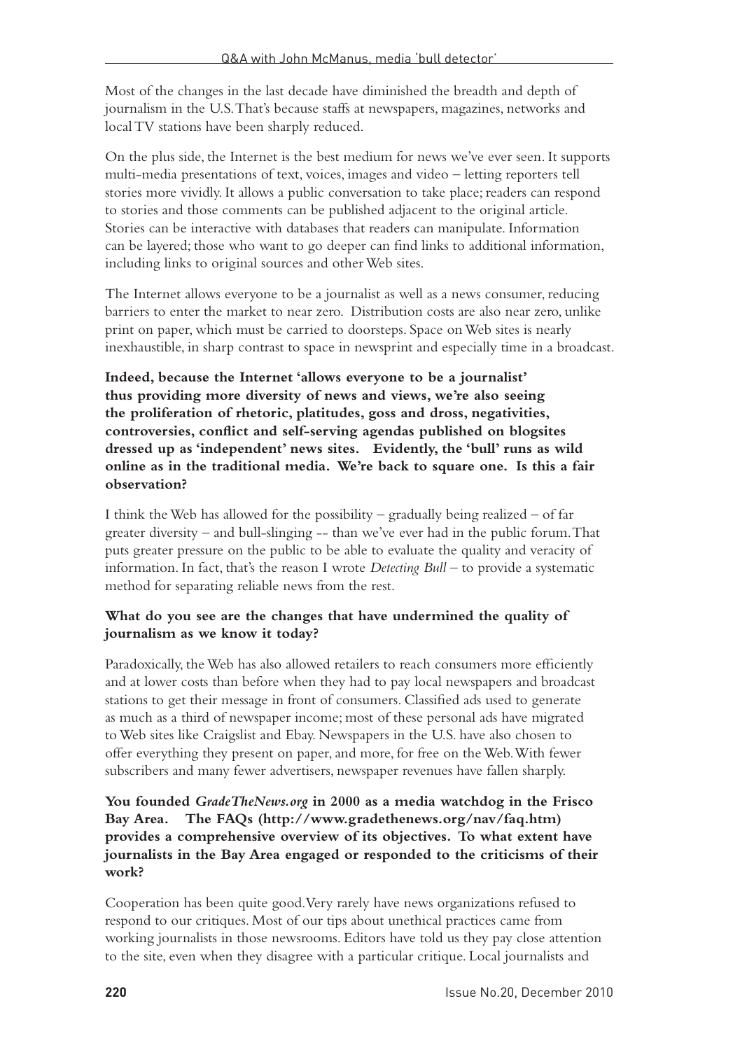Most of the changes in the last decade have diminished the breadth and depth of journalism in the U.S. That's because staffs at newspapers, magazines, networks and local TV stations have been sharply reduced.

On the plus side, the Internet is the best medium for news we've ever seen. It supports multi-media presentations of text, voices, images and video – letting reporters tell stories more vividly. It allows a public conversation to take place; readers can respond to stories and those comments can be published adjacent to the original article. Stories can be interactive with databases that readers can manipulate. Information can be layered; those who want to go deeper can find links to additional information, including links to original sources and other Web sites.

The Internet allows everyone to be a journalist as well as a news consumer, reducing barriers to enter the market to near zero. Distribution costs are also near zero, unlike print on paper, which must be carried to doorsteps. Space on Web sites is nearly inexhaustible, in sharp contrast to space in newsprint and especially time in a broadcast.

**Indeed, because the Internet 'allows everyone to be a journalist' thus providing more diversity of news and views, we're also seeing the proliferation of rhetoric, platitudes, goss and dross, negativities, controversies, conflict and self-serving agendas published on blogsites dressed up as 'independent' news sites. Evidently, the 'bull' runs as wild online as in the traditional media. We're back to square one. Is this a fair observation?**

I think the Web has allowed for the possibility – gradually being realized – of far greater diversity – and bull-slinging -- than we've ever had in the public forum. That puts greater pressure on the public to be able to evaluate the quality and veracity of information. In fact, that's the reason I wrote *Detecting Bull* – to provide a systematic method for separating reliable news from the rest.

**What do you see are the changes that have undermined the quality of journalism as we know it today?**

Paradoxically, the Web has also allowed retailers to reach consumers more efficiently and at lower costs than before when they had to pay local newspapers and broadcast stations to get their message in front of consumers. Classified ads used to generate as much as a third of newspaper income; most of these personal ads have migrated to Web sites like Craigslist and Ebay. Newspapers in the U.S. have also chosen to offer everything they present on paper, and more, for free on the Web. With fewer subscribers and many fewer advertisers, newspaper revenues have fallen sharply.

**You founded *GradeTheNews.org* in 2000 as a media watchdog in the Frisco Bay Area. The FAQs (http://www.gradethenews.org/nav/faq.htm) provides a comprehensive overview of its objectives. To what extent have journalists in the Bay Area engaged or responded to the criticisms of their work?**

Cooperation has been quite good. Very rarely have news organizations refused to respond to our critiques. Most of our tips about unethical practices came from working journalists in those newsrooms. Editors have told us they pay close attention to the site, even when they disagree with a particular critique. Local journalists and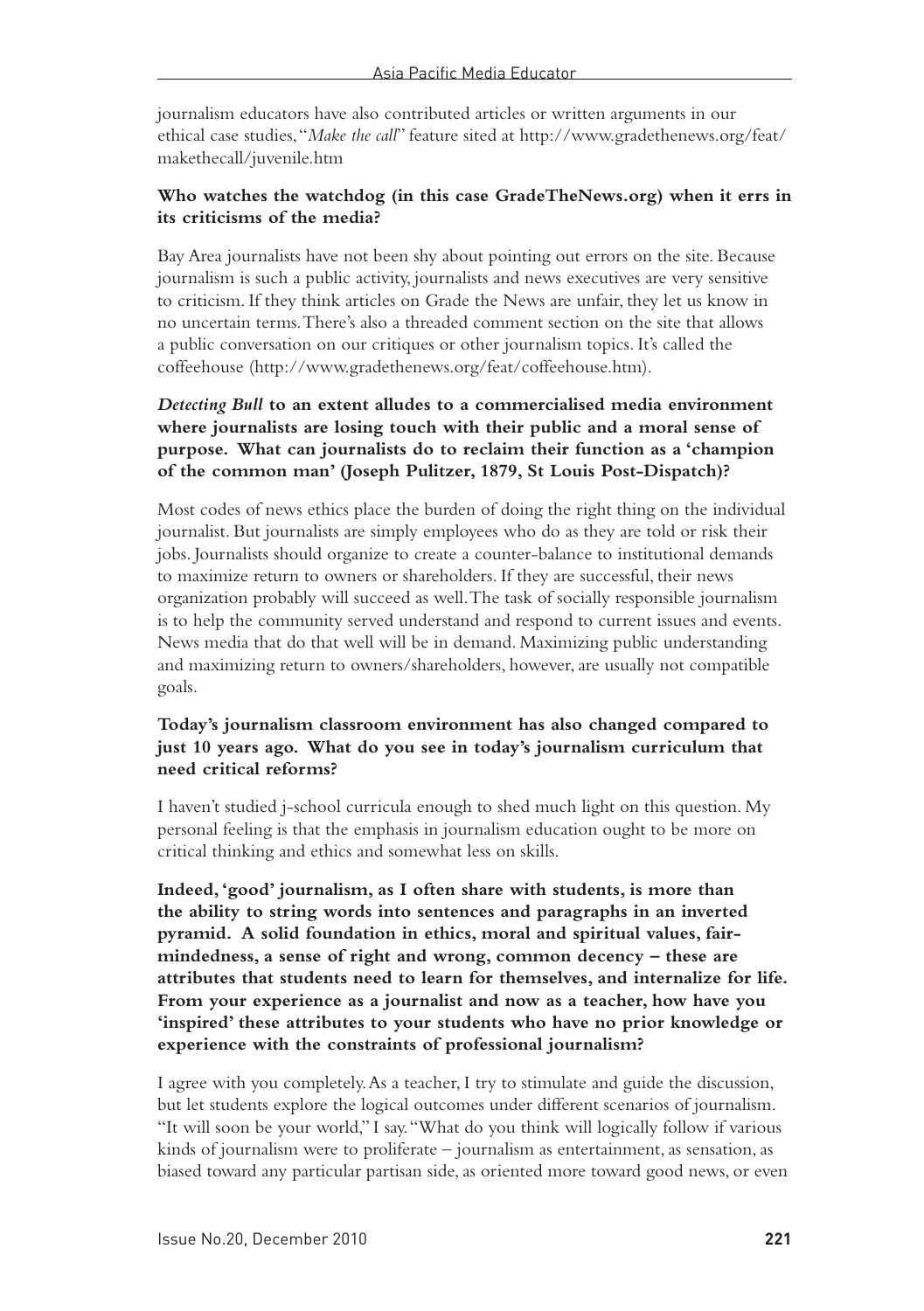journalism educators have also contributed articles or written arguments in our ethical case studies, "*Make the call*" feature sited at http://www.gradethenews.org/feat/makethecall/juvenile.htm

**Who watches the watchdog (in this case GradeTheNews.org) when it errs in its criticisms of the media?**

Bay Area journalists have not been shy about pointing out errors on the site. Because journalism is such a public activity, journalists and news executives are very sensitive to criticism. If they think articles on Grade the News are unfair, they let us know in no uncertain terms. There's also a threaded comment section on the site that allows a public conversation on our critiques or other journalism topics. It's called the coffeehouse (http://www.gradethenews.org/feat/coffeehouse.htm).

***Detecting Bull* to an extent alludes to a commercialised media environment where journalists are losing touch with their public and a moral sense of purpose. What can journalists do to reclaim their function as a 'champion of the common man' (Joseph Pulitzer, 1879, St Louis Post-Dispatch)?**

Most codes of news ethics place the burden of doing the right thing on the individual journalist. But journalists are simply employees who do as they are told or risk their jobs. Journalists should organize to create a counter-balance to institutional demands to maximize return to owners or shareholders. If they are successful, their news organization probably will succeed as well. The task of socially responsible journalism is to help the community served understand and respond to current issues and events. News media that do that well will be in demand. Maximizing public understanding and maximizing return to owners/shareholders, however, are usually not compatible goals.

**Today's journalism classroom environment has also changed compared to just 10 years ago. What do you see in today's journalism curriculum that need critical reforms?**

I haven't studied j-school curricula enough to shed much light on this question. My personal feeling is that the emphasis in journalism education ought to be more on critical thinking and ethics and somewhat less on skills.

**Indeed, 'good' journalism, as I often share with students, is more than the ability to string words into sentences and paragraphs in an inverted pyramid. A solid foundation in ethics, moral and spiritual values, fair-mindedness, a sense of right and wrong, common decency – these are attributes that students need to learn for themselves, and internalize for life. From your experience as a journalist and now as a teacher, how have you 'inspired' these attributes to your students who have no prior knowledge or experience with the constraints of professional journalism?**

I agree with you completely. As a teacher, I try to stimulate and guide the discussion, but let students explore the logical outcomes under different scenarios of journalism. "It will soon be your world," I say. "What do you think will logically follow if various kinds of journalism were to proliferate – journalism as entertainment, as sensation, as biased toward any particular partisan side, as oriented more toward good news, or even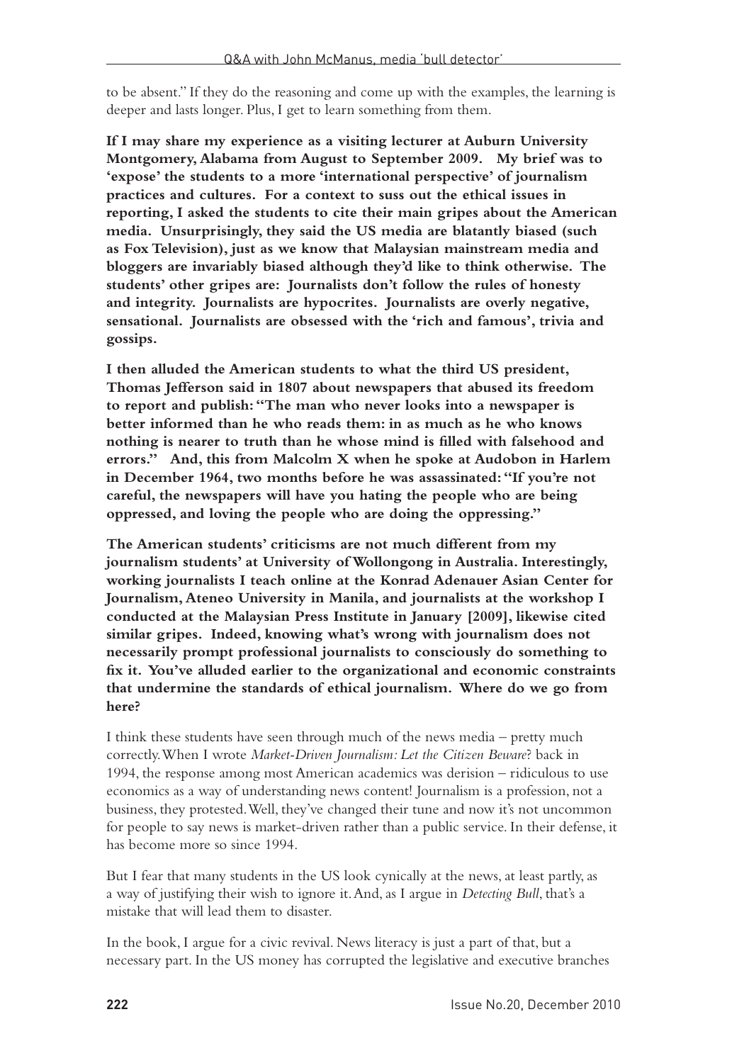to be absent." If they do the reasoning and come up with the examples, the learning is deeper and lasts longer. Plus, I get to learn something from them.

**If I may share my experience as a visiting lecturer at Auburn University Montgomery, Alabama from August to September 2009. My brief was to 'expose' the students to a more 'international perspective' of journalism practices and cultures. For a context to suss out the ethical issues in reporting, I asked the students to cite their main gripes about the American media. Unsurprisingly, they said the US media are blatantly biased (such as Fox Television), just as we know that Malaysian mainstream media and bloggers are invariably biased although they'd like to think otherwise. The students' other gripes are: Journalists don't follow the rules of honesty and integrity. Journalists are hypocrites. Journalists are overly negative, sensational. Journalists are obsessed with the 'rich and famous', trivia and gossips.**

**I then alluded the American students to what the third US president, Thomas Jefferson said in 1807 about newspapers that abused its freedom to report and publish: "The man who never looks into a newspaper is better informed than he who reads them: in as much as he who knows nothing is nearer to truth than he whose mind is filled with falsehood and errors." And, this from Malcolm X when he spoke at Audobon in Harlem in December 1964, two months before he was assassinated: "If you're not careful, the newspapers will have you hating the people who are being oppressed, and loving the people who are doing the oppressing."**

**The American students' criticisms are not much different from my journalism students' at University of Wollongong in Australia. Interestingly, working journalists I teach online at the Konrad Adenauer Asian Center for Journalism, Ateneo University in Manila, and journalists at the workshop I conducted at the Malaysian Press Institute in January [2009], likewise cited similar gripes. Indeed, knowing what's wrong with journalism does not necessarily prompt professional journalists to consciously do something to fix it. You've alluded earlier to the organizational and economic constraints that undermine the standards of ethical journalism. Where do we go from here?**

I think these students have seen through much of the news media – pretty much correctly. When I wrote *Market-Driven Journalism: Let the Citizen Beware*? back in 1994, the response among most American academics was derision – ridiculous to use economics as a way of understanding news content! Journalism is a profession, not a business, they protested. Well, they've changed their tune and now it's not uncommon for people to say news is market-driven rather than a public service. In their defense, it has become more so since 1994.

But I fear that many students in the US look cynically at the news, at least partly, as a way of justifying their wish to ignore it. And, as I argue in *Detecting Bull*, that's a mistake that will lead them to disaster.

In the book, I argue for a civic revival. News literacy is just a part of that, but a necessary part. In the US money has corrupted the legislative and executive branches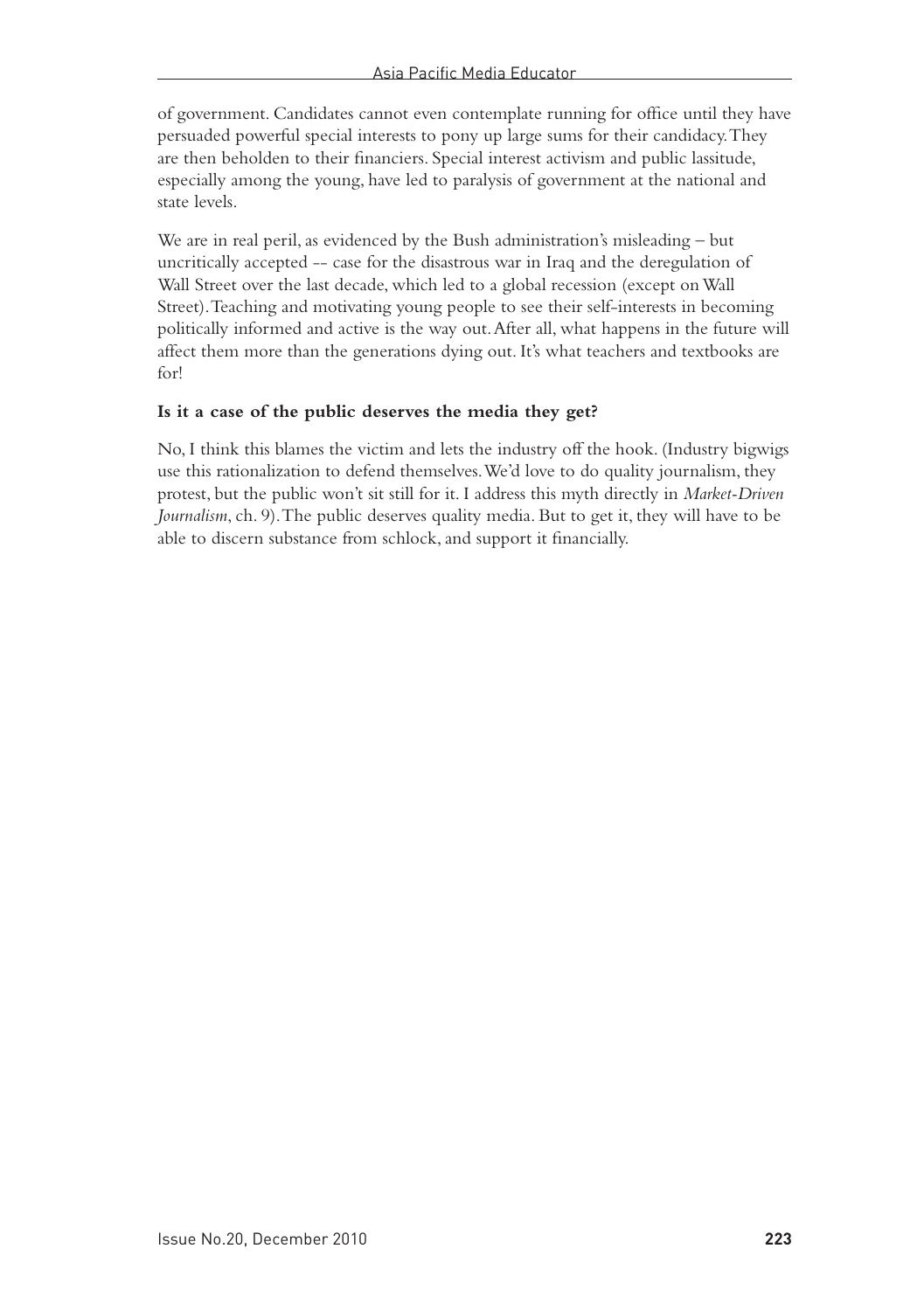of government. Candidates cannot even contemplate running for office until they have persuaded powerful special interests to pony up large sums for their candidacy. They are then beholden to their financiers. Special interest activism and public lassitude, especially among the young, have led to paralysis of government at the national and state levels.

We are in real peril, as evidenced by the Bush administration's misleading – but uncritically accepted -- case for the disastrous war in Iraq and the deregulation of Wall Street over the last decade, which led to a global recession (except on Wall Street). Teaching and motivating young people to see their self-interests in becoming politically informed and active is the way out. After all, what happens in the future will affect them more than the generations dying out. It's what teachers and textbooks are for!

**Is it a case of the public deserves the media they get?**

No, I think this blames the victim and lets the industry off the hook. (Industry bigwigs use this rationalization to defend themselves. We'd love to do quality journalism, they protest, but the public won't sit still for it. I address this myth directly in *Market-Driven Journalism*, ch. 9). The public deserves quality media. But to get it, they will have to be able to discern substance from schlock, and support it financially.